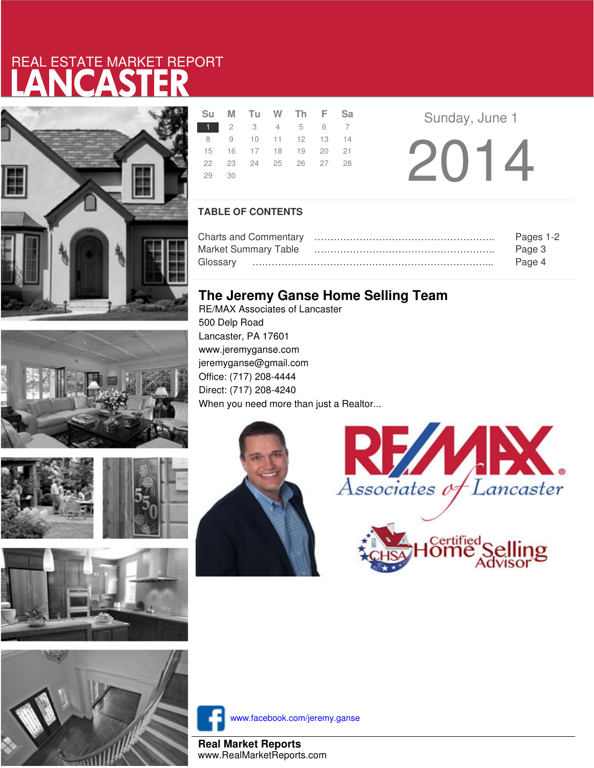REAL ESTATE MARKET REPORT

# LANCASTER

| Su | M | Tu | W | Th | F | Sa |
|---|---|---|---|---|---|---|
| 1 | 2 | 3 | 4 | 5 | 6 | 7 |
| 8 | 9 | 10 | 11 | 12 | 13 | 14 |
| 15 | 16 | 17 | 18 | 19 | 20 | 21 |
| 22 | 23 | 24 | 25 | 26 | 27 | 28 |
| 29 | 30 | | | | | |

Sunday, June 1

2014

## TABLE OF CONTENTS

| | |
|---|---|
| Charts and Commentary | Pages 1-2 |
| Market Summary Table | Page 3 |
| Glossary | Page 4 |

## The Jeremy Ganse Home Selling Team

RE/MAX Associates of Lancaster
500 Delp Road
Lancaster, PA 17601
www.jeremyganse.com
jeremyganse@gmail.com
Office: (717) 208-4444
Direct: (717) 208-4240
When you need more than just a Realtor...

RE/MAX Associates of Lancaster

CHSA Certified Home Selling Advisor

www.facebook.com/jeremy.ganse

**Real Market Reports**
www.RealMarketReports.com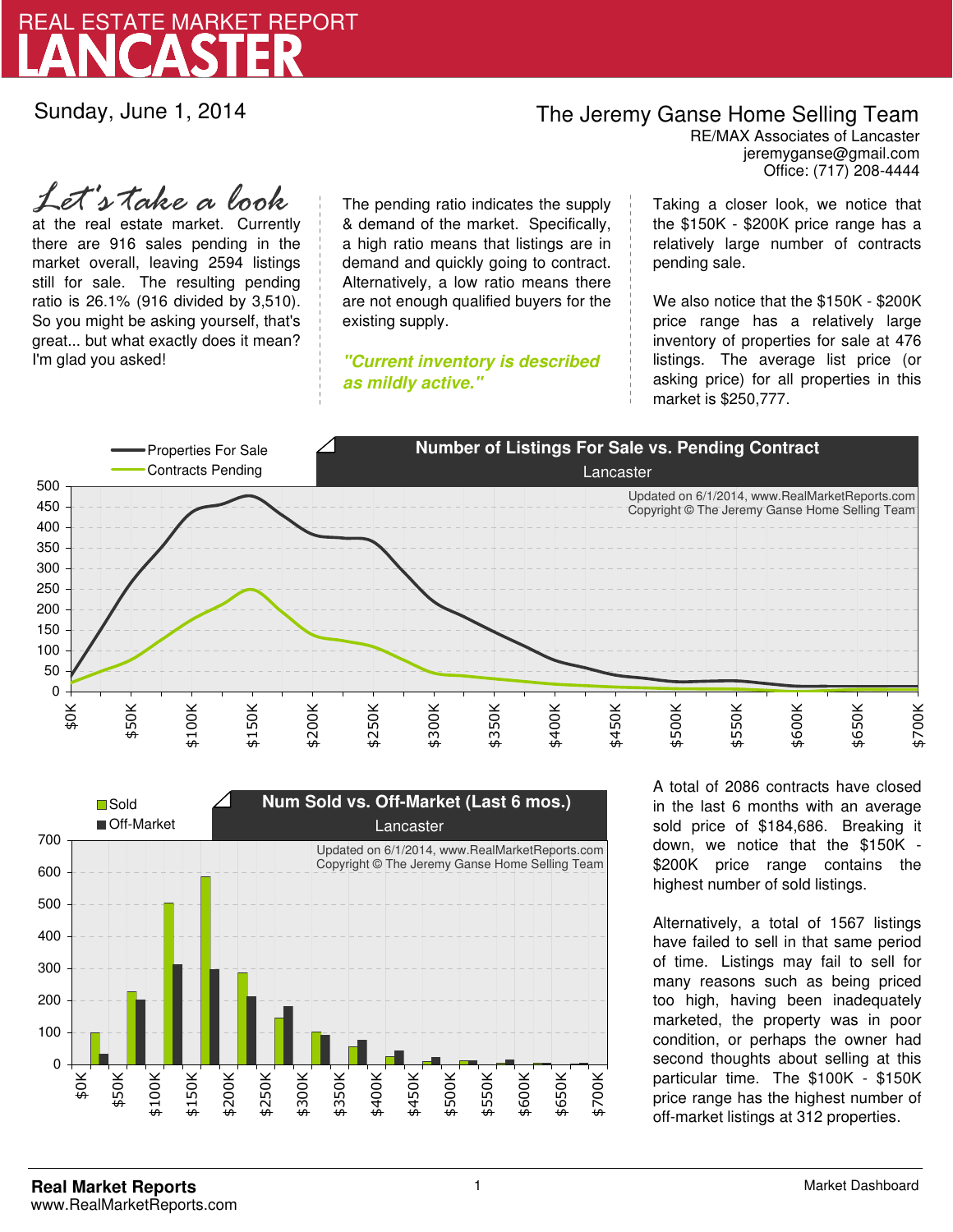# REAL ESTATE MARKET REPORT
# LANCASTER

Sunday, June 1, 2014

**The Jeremy Ganse Home Selling Team**
RE/MAX Associates of Lancaster
jeremyganse@gmail.com
Office: (717) 208-4444

*Let's take a look* at the real estate market. Currently there are 916 sales pending in the market overall, leaving 2594 listings still for sale. The resulting pending ratio is 26.1% (916 divided by 3,510). So you might be asking yourself, that's great... but what exactly does it mean? I'm glad you asked!

The pending ratio indicates the supply & demand of the market. Specifically, a high ratio means that listings are in demand and quickly going to contract. Alternatively, a low ratio means there are not enough qualified buyers for the existing supply.

***"Current inventory is described as mildly active."***

Taking a closer look, we notice that the \$150K - \$200K price range has a relatively large number of contracts pending sale.

We also notice that the \$150K - \$200K price range has a relatively large inventory of properties for sale at 476 listings. The average list price (or asking price) for all properties in this market is \$250,777.

A total of 2086 contracts have closed in the last 6 months with an average sold price of \$184,686. Breaking it down, we notice that the \$150K - \$200K price range contains the highest number of sold listings.

Alternatively, a total of 1567 listings have failed to sell in that same period of time. Listings may fail to sell for many reasons such as being priced too high, having been inadequately marketed, the property was in poor condition, or perhaps the owner had second thoughts about selling at this particular time. The \$100K - \$150K price range has the highest number of off-market listings at 312 properties.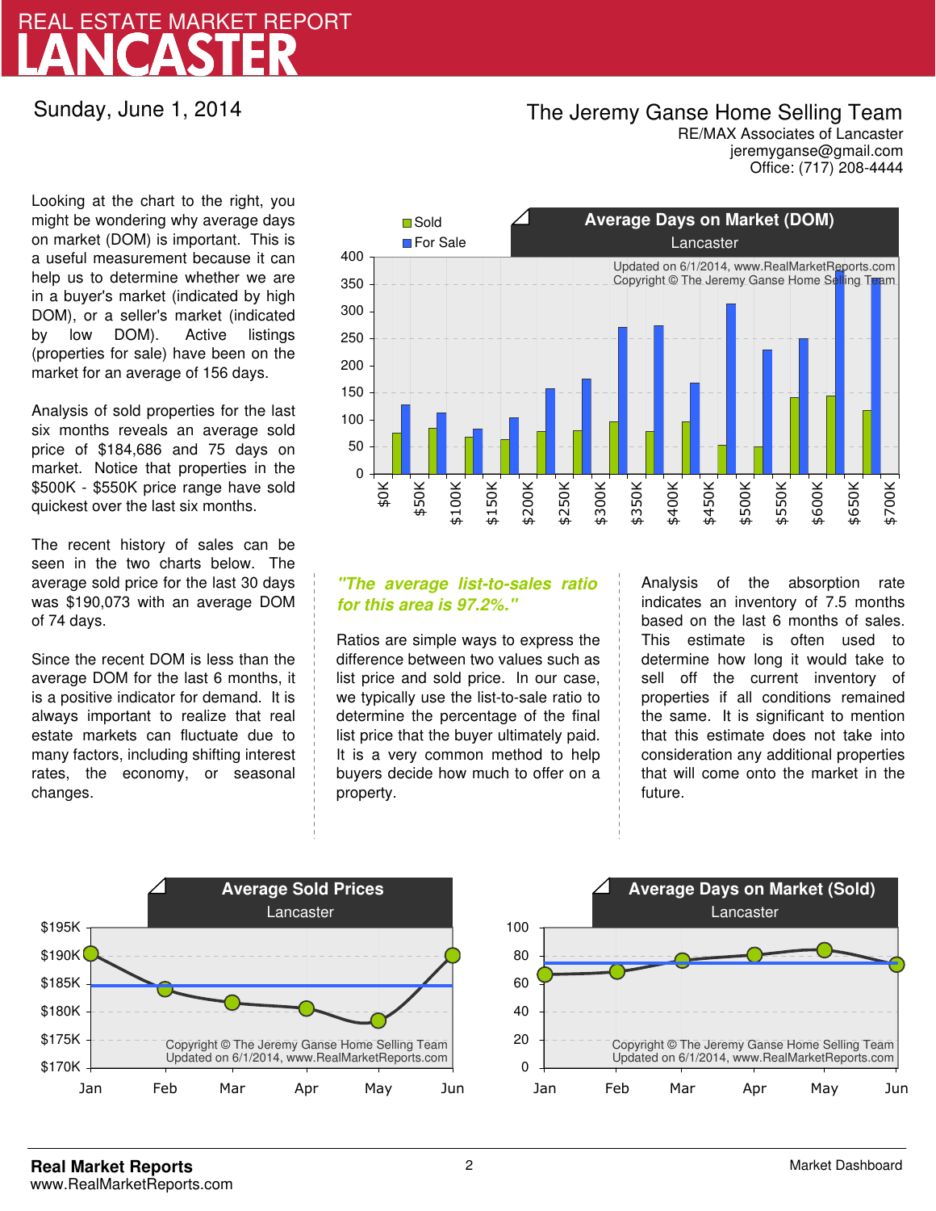# REAL ESTATE MARKET REPORT
# LANCASTER

Sunday, June 1, 2014

**The Jeremy Ganse Home Selling Team**
RE/MAX Associates of Lancaster
jeremyganse@gmail.com
Office: (717) 208-4444

Looking at the chart to the right, you might be wondering why average days on market (DOM) is important. This is a useful measurement because it can help us to determine whether we are in a buyer's market (indicated by high DOM), or a seller's market (indicated by low DOM). Active listings (properties for sale) have been on the market for an average of 156 days.

Analysis of sold properties for the last six months reveals an average sold price of $184,686 and 75 days on market. Notice that properties in the $500K - $550K price range have sold quickest over the last six months.

The recent history of sales can be seen in the two charts below. The average sold price for the last 30 days was $190,073 with an average DOM of 74 days.

Since the recent DOM is less than the average DOM for the last 6 months, it is a positive indicator for demand. It is always important to realize that real estate markets can fluctuate due to many factors, including shifting interest rates, the economy, or seasonal changes.

***"The average list-to-sales ratio for this area is 97.2%."***

Ratios are simple ways to express the difference between two values such as list price and sold price. In our case, we typically use the list-to-sale ratio to determine the percentage of the final list price that the buyer ultimately paid. It is a very common method to help buyers decide how much to offer on a property.

Analysis of the absorption rate indicates an inventory of 7.5 months based on the last 6 months of sales. This estimate is often used to determine how long it would take to sell off the current inventory of properties if all conditions remained the same. It is significant to mention that this estimate does not take into consideration any additional properties that will come onto the market in the future.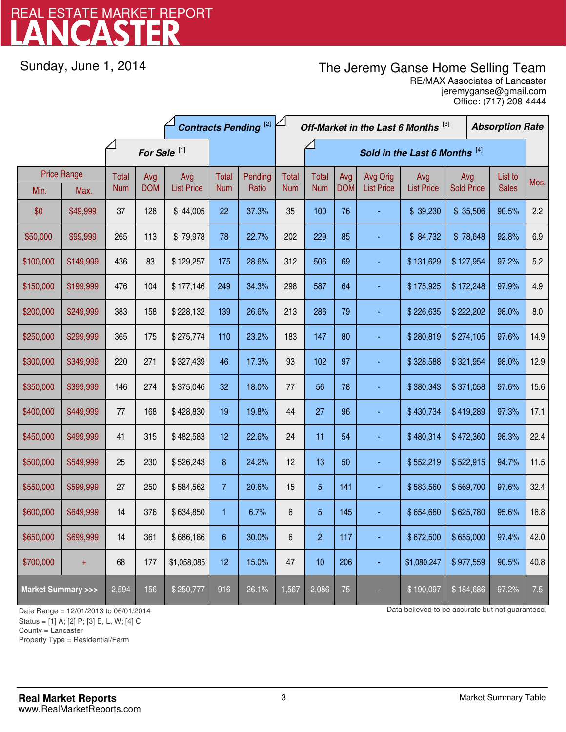# LANCASTER

REAL ESTATE MARKET REPORT

Sunday, June 1, 2014

The Jeremy Ganse Home Selling Team
RE/MAX Associates of Lancaster
jeremyganse@gmail.com
Office: (717) 208-4444

| Price Range | | For Sale [1] | | | Contracts Pending [2] | | Off-Market in the Last 6 Months [3] | Sold in the Last 6 Months [4] | | | | | | Absorption Rate |
|---|---|---|---|---|---|---|---|---|---|---|---|---|---|---|
| Min. | Max. | Total Num | Avg DOM | Avg List Price | Total Num | Pending Ratio | Total Num | Total Num | Avg DOM | Avg Orig List Price | Avg List Price | Avg Sold Price | List to Sales | Mos. |
| $0 | $49,999 | 37 | 128 | $ 44,005 | 22 | 37.3% | 35 | 100 | 76 | - | $ 39,230 | $ 35,506 | 90.5% | 2.2 |
| $50,000 | $99,999 | 265 | 113 | $ 79,978 | 78 | 22.7% | 202 | 229 | 85 | - | $ 84,732 | $ 78,648 | 92.8% | 6.9 |
| $100,000 | $149,999 | 436 | 83 | $ 129,257 | 175 | 28.6% | 312 | 506 | 69 | - | $ 131,629 | $ 127,954 | 97.2% | 5.2 |
| $150,000 | $199,999 | 476 | 104 | $ 177,146 | 249 | 34.3% | 298 | 587 | 64 | - | $ 175,925 | $ 172,248 | 97.9% | 4.9 |
| $200,000 | $249,999 | 383 | 158 | $ 228,132 | 139 | 26.6% | 213 | 286 | 79 | - | $ 226,635 | $ 222,202 | 98.0% | 8.0 |
| $250,000 | $299,999 | 365 | 175 | $ 275,774 | 110 | 23.2% | 183 | 147 | 80 | - | $ 280,819 | $ 274,105 | 97.6% | 14.9 |
| $300,000 | $349,999 | 220 | 271 | $ 327,439 | 46 | 17.3% | 93 | 102 | 97 | - | $ 328,588 | $ 321,954 | 98.0% | 12.9 |
| $350,000 | $399,999 | 146 | 274 | $ 375,046 | 32 | 18.0% | 77 | 56 | 78 | - | $ 380,343 | $ 371,058 | 97.6% | 15.6 |
| $400,000 | $449,999 | 77 | 168 | $ 428,830 | 19 | 19.8% | 44 | 27 | 96 | - | $ 430,734 | $ 419,289 | 97.3% | 17.1 |
| $450,000 | $499,999 | 41 | 315 | $ 482,583 | 12 | 22.6% | 24 | 11 | 54 | - | $ 480,314 | $ 472,360 | 98.3% | 22.4 |
| $500,000 | $549,999 | 25 | 230 | $ 526,243 | 8 | 24.2% | 12 | 13 | 50 | - | $ 552,219 | $ 522,915 | 94.7% | 11.5 |
| $550,000 | $599,999 | 27 | 250 | $ 584,562 | 7 | 20.6% | 15 | 5 | 141 | - | $ 583,560 | $ 569,700 | 97.6% | 32.4 |
| $600,000 | $649,999 | 14 | 376 | $ 634,850 | 1 | 6.7% | 6 | 5 | 145 | - | $ 654,660 | $ 625,780 | 95.6% | 16.8 |
| $650,000 | $699,999 | 14 | 361 | $ 686,186 | 6 | 30.0% | 6 | 2 | 117 | - | $ 672,500 | $ 655,000 | 97.4% | 42.0 |
| $700,000 | + | 68 | 177 | $1,058,085 | 12 | 15.0% | 47 | 10 | 206 | - | $1,080,247 | $ 977,559 | 90.5% | 40.8 |
| **Market Summary >>>** | | 2,594 | 156 | $ 250,777 | 916 | 26.1% | 1,567 | 2,086 | 75 | - | $ 190,097 | $ 184,686 | 97.2% | 7.5 |

Date Range = 12/01/2013 to 06/01/2014
Status = [1] A; [2] P; [3] E, L, W; [4] C
County = Lancaster
Property Type = Residential/Farm

Data believed to be accurate but not guaranteed.

**Real Market Reports**
www.RealMarketReports.com

Market Summary Table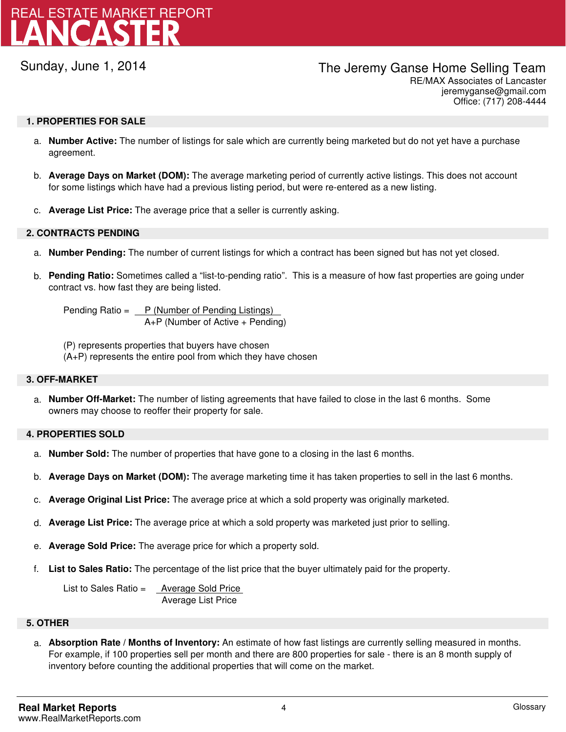# REAL ESTATE MARKET REPORT LANCASTER

Sunday, June 1, 2014

**The Jeremy Ganse Home Selling Team**
RE/MAX Associates of Lancaster
jeremyganse@gmail.com
Office: (717) 208-4444

## 1. PROPERTIES FOR SALE

a. **Number Active:** The number of listings for sale which are currently being marketed but do not yet have a purchase agreement.

b. **Average Days on Market (DOM):** The average marketing period of currently active listings. This does not account for some listings which have had a previous listing period, but were re-entered as a new listing.

c. **Average List Price:** The average price that a seller is currently asking.

## 2. CONTRACTS PENDING

a. **Number Pending:** The number of current listings for which a contract has been signed but has not yet closed.

b. **Pending Ratio:** Sometimes called a "list-to-pending ratio". This is a measure of how fast properties are going under contract vs. how fast they are being listed.

$$\text{Pending Ratio} = \frac{\text{P (Number of Pending Listings)}}{\text{A+P (Number of Active + Pending)}}$$

(P) represents properties that buyers have chosen
(A+P) represents the entire pool from which they have chosen

## 3. OFF-MARKET

a. **Number Off-Market:** The number of listing agreements that have failed to close in the last 6 months. Some owners may choose to reoffer their property for sale.

## 4. PROPERTIES SOLD

a. **Number Sold:** The number of properties that have gone to a closing in the last 6 months.

b. **Average Days on Market (DOM):** The average marketing time it has taken properties to sell in the last 6 months.

c. **Average Original List Price:** The average price at which a sold property was originally marketed.

d. **Average List Price:** The average price at which a sold property was marketed just prior to selling.

e. **Average Sold Price:** The average price for which a property sold.

f. **List to Sales Ratio:** The percentage of the list price that the buyer ultimately paid for the property.

$$\text{List to Sales Ratio} = \frac{\text{Average Sold Price}}{\text{Average List Price}}$$

## 5. OTHER

a. **Absorption Rate / Months of Inventory:** An estimate of how fast listings are currently selling measured in months. For example, if 100 properties sell per month and there are 800 properties for sale - there is an 8 month supply of inventory before counting the additional properties that will come on the market.

**Real Market Reports**
www.RealMarketReports.com

Glossary